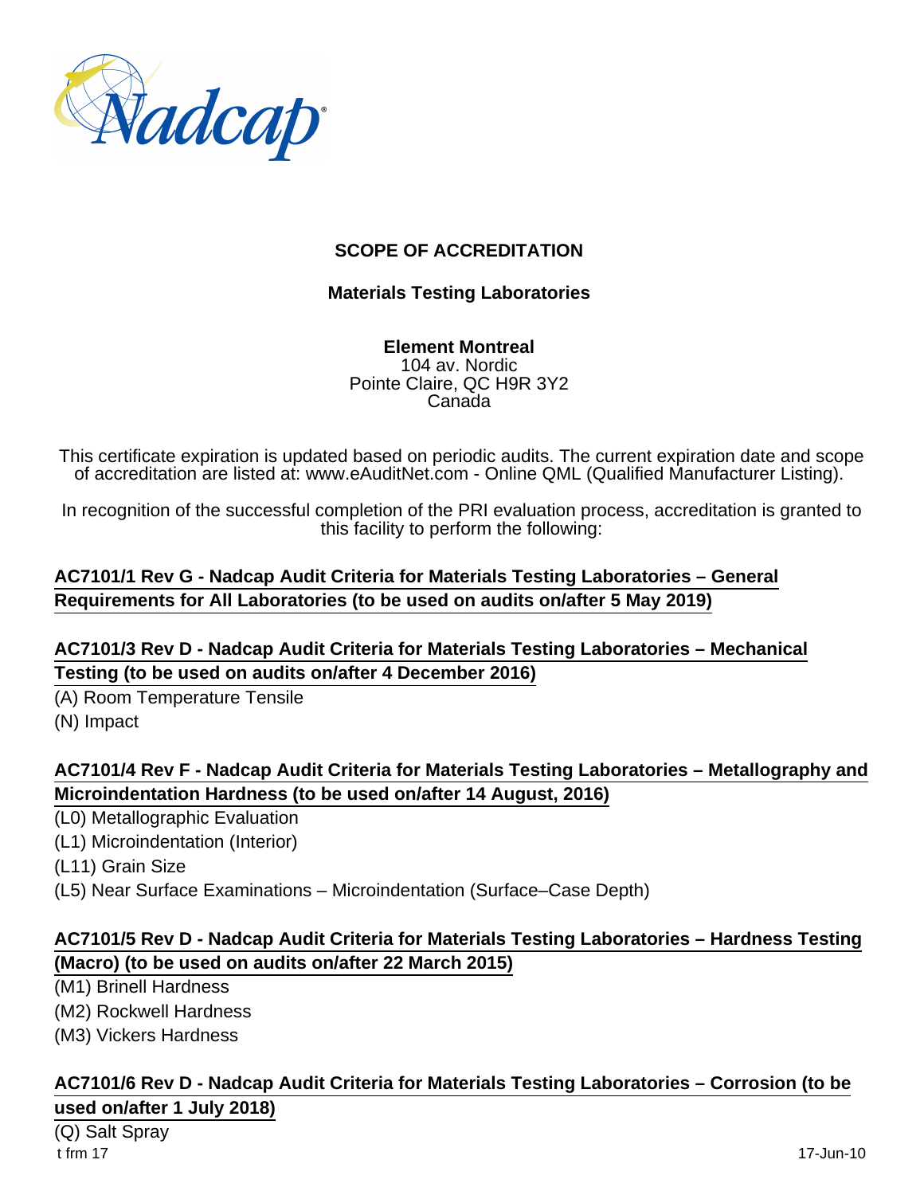# SCOPE OF ACCREDITATION

## Materials Testing Laboratories

**Element Montreal**
104 av. Nordic
Pointe Claire, QC H9R 3Y2
Canada

This certificate expiration is updated based on periodic audits. The current expiration date and scope of accreditation are listed at: www.eAuditNet.com - Online QML (Qualified Manufacturer Listing).

In recognition of the successful completion of the PRI evaluation process, accreditation is granted to this facility to perform the following:

**AC7101/1 Rev G - Nadcap Audit Criteria for Materials Testing Laboratories – General Requirements for All Laboratories (to be used on audits on/after 5 May 2019)**

**AC7101/3 Rev D - Nadcap Audit Criteria for Materials Testing Laboratories – Mechanical Testing (to be used on audits on/after 4 December 2016)**

(A) Room Temperature Tensile
(N) Impact

**AC7101/4 Rev F - Nadcap Audit Criteria for Materials Testing Laboratories – Metallography and Microindentation Hardness (to be used on/after 14 August, 2016)**

(L0) Metallographic Evaluation
(L1) Microindentation (Interior)
(L11) Grain Size
(L5) Near Surface Examinations – Microindentation (Surface–Case Depth)

**AC7101/5 Rev D - Nadcap Audit Criteria for Materials Testing Laboratories – Hardness Testing (Macro) (to be used on audits on/after 22 March 2015)**

(M1) Brinell Hardness
(M2) Rockwell Hardness
(M3) Vickers Hardness

**AC7101/6 Rev D - Nadcap Audit Criteria for Materials Testing Laboratories – Corrosion (to be used on/after 1 July 2018)**

(Q) Salt Spray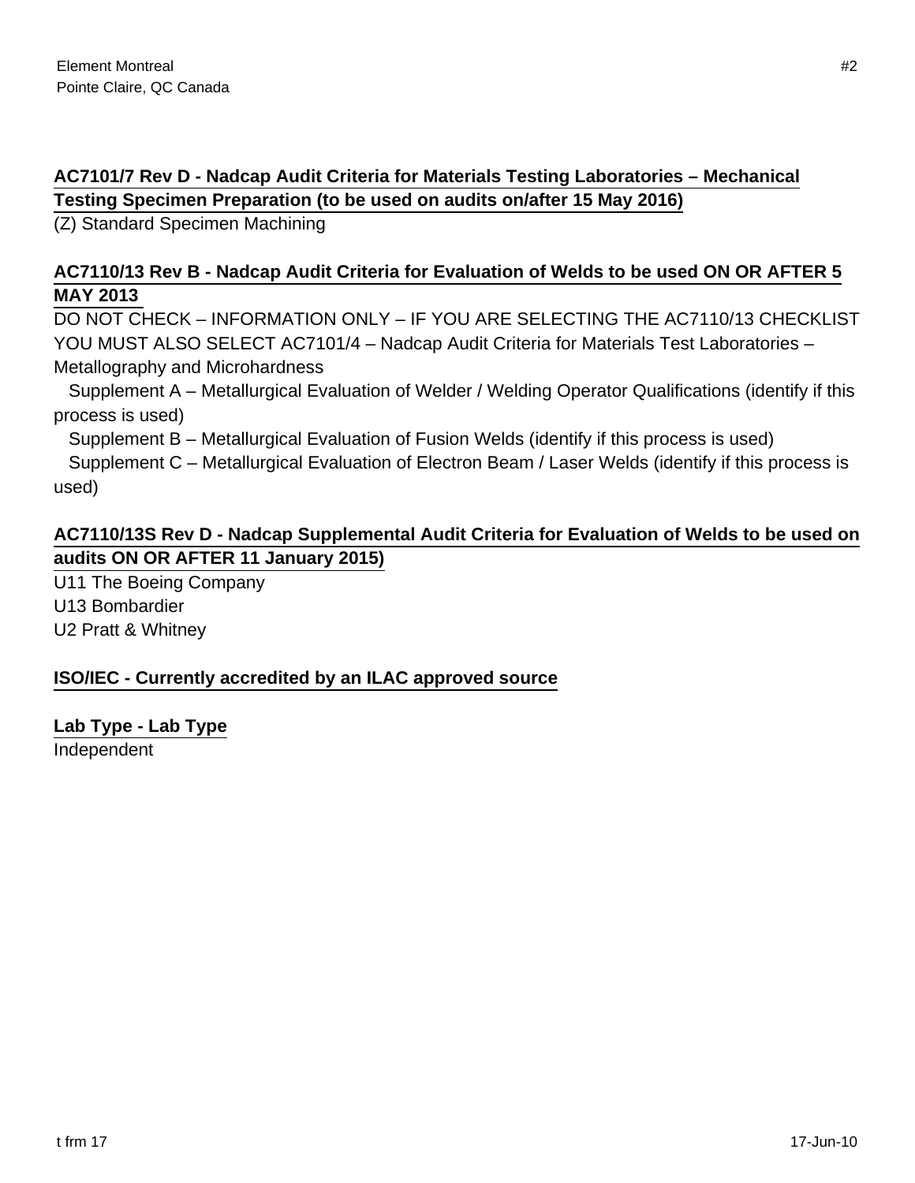**AC7101/7 Rev D - Nadcap Audit Criteria for Materials Testing Laboratories – Mechanical Testing Specimen Preparation (to be used on audits on/after 15 May 2016)**

(Z) Standard Specimen Machining

**AC7110/13 Rev B - Nadcap Audit Criteria for Evaluation of Welds to be used ON OR AFTER 5 MAY 2013**

DO NOT CHECK – INFORMATION ONLY – IF YOU ARE SELECTING THE AC7110/13 CHECKLIST YOU MUST ALSO SELECT AC7101/4 – Nadcap Audit Criteria for Materials Test Laboratories – Metallography and Microhardness

Supplement A – Metallurgical Evaluation of Welder / Welding Operator Qualifications (identify if this process is used)

Supplement B – Metallurgical Evaluation of Fusion Welds (identify if this process is used)

Supplement C – Metallurgical Evaluation of Electron Beam / Laser Welds (identify if this process is used)

**AC7110/13S Rev D - Nadcap Supplemental Audit Criteria for Evaluation of Welds to be used on audits ON OR AFTER 11 January 2015)**

U11 The Boeing Company
U13 Bombardier
U2 Pratt & Whitney

**ISO/IEC - Currently accredited by an ILAC approved source**

**Lab Type - Lab Type**

Independent